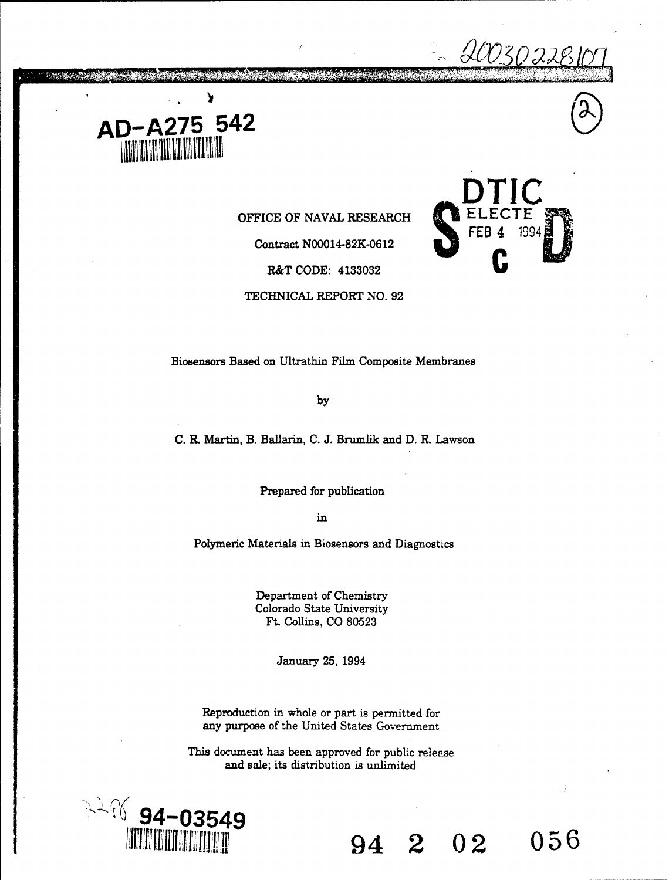AD-A275 542

OFFICE OF NAVAL RESEARCH

Contract N00014-82K-0612

R&T CODE: 4133032

TECHNICAL REPORT NO. 92

DTIC ELECTE FEB 4 1994

Biosensors Based on Ultrathin Film Composite Membranes

by

C. R. Martin, B. Ballarin, C. J. Brumlik and D. R. Lawson

Prepared for publication

in

Polymeric Materials in Biosensors and Diagnostics

Department of Chemistry
Colorado State University
Ft. Collins, CO 80523

January 25, 1994

Reproduction in whole or part is permitted for any purpose of the United States Government

This document has been approved for public release and sale; its distribution is unlimited

94-03549

94 2 02 056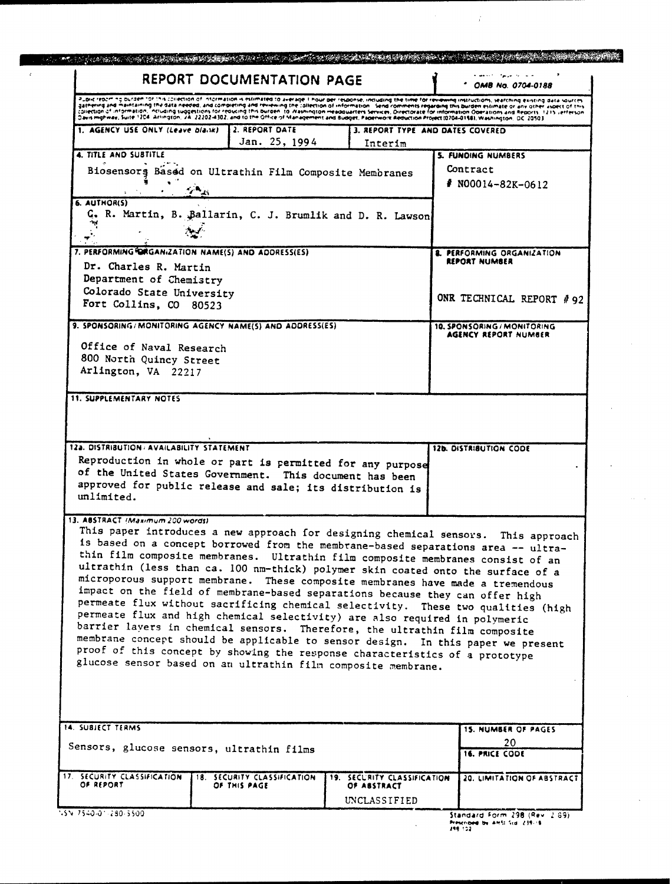# REPORT DOCUMENTATION PAGE

OMB No. 0704-0188

Public reporting burden for this collection of information is estimated to average 1 hour per response, including the time for reviewing instructions, searching existing data sources, gathering and maintaining the data needed, and completing and reviewing the collection of information. Send comments regarding this burden estimate or any other aspect of this collection of information, including suggestions for reducing this burden, to Washington Headquarters Services, Directorate for Information Operations and Reports, 1215 Jefferson Davis Highway, Suite 1204, Arlington, VA 22202-4302, and to the Office of Management and Budget, Paperwork Reduction Project (0704-0188), Washington, DC 20503.

| 1. AGENCY USE ONLY (Leave blank) | 2. REPORT DATE | 3. REPORT TYPE AND DATES COVERED |
|---|---|---|
| | Jan. 25, 1994 | Interim |

**4. TITLE AND SUBTITLE**

Biosensors Based on Ultrathin Film Composite Membranes

**5. FUNDING NUMBERS**

Contract # N00014-82K-0612

**6. AUTHOR(S)**

C. R. Martin, B. Ballarin, C. J. Brumlik and D. R. Lawson

**7. PERFORMING ORGANIZATION NAME(S) AND ADDRESS(ES)**

Dr. Charles R. Martin
Department of Chemistry
Colorado State University
Fort Collins, CO 80523

**8. PERFORMING ORGANIZATION REPORT NUMBER**

ONR TECHNICAL REPORT # 92

**9. SPONSORING/MONITORING AGENCY NAME(S) AND ADDRESS(ES)**

Office of Naval Research
800 North Quincy Street
Arlington, VA 22217

**10. SPONSORING/MONITORING AGENCY REPORT NUMBER**

**11. SUPPLEMENTARY NOTES**

**12a. DISTRIBUTION/AVAILABILITY STATEMENT**

Reproduction in whole or part is permitted for any purpose of the United States Government. This document has been approved for public release and sale; its distribution is unlimited.

**12b. DISTRIBUTION CODE**

**13. ABSTRACT (Maximum 200 words)**

This paper introduces a new approach for designing chemical sensors. This approach is based on a concept borrowed from the membrane-based separations area -- ultrathin film composite membranes. Ultrathin film composite membranes consist of an ultrathin (less than ca. 100 nm-thick) polymer skin coated onto the surface of a microporous support membrane. These composite membranes have made a tremendous impact on the field of membrane-based separations because they can offer high permeate flux without sacrificing chemical selectivity. These two qualities (high permeate flux and high chemical selectivity) are also required in polymeric barrier layers in chemical sensors. Therefore, the ultrathin film composite membrane concept should be applicable to sensor design. In this paper we present proof of this concept by showing the response characteristics of a prototype glucose sensor based on an ultrathin film composite membrane.

**14. SUBJECT TERMS**

Sensors, glucose sensors, ultrathin films

**15. NUMBER OF PAGES**

20

**16. PRICE CODE**

| 17. SECURITY CLASSIFICATION OF REPORT | 18. SECURITY CLASSIFICATION OF THIS PAGE | 19. SECURITY CLASSIFICATION OF ABSTRACT | 20. LIMITATION OF ABSTRACT |
|---|---|---|---|
| | | UNCLASSIFIED | |

NSN 7540-01-280-5500

Standard Form 298 (Rev. 2-89)
Prescribed by ANSI Std. Z39-18
298-102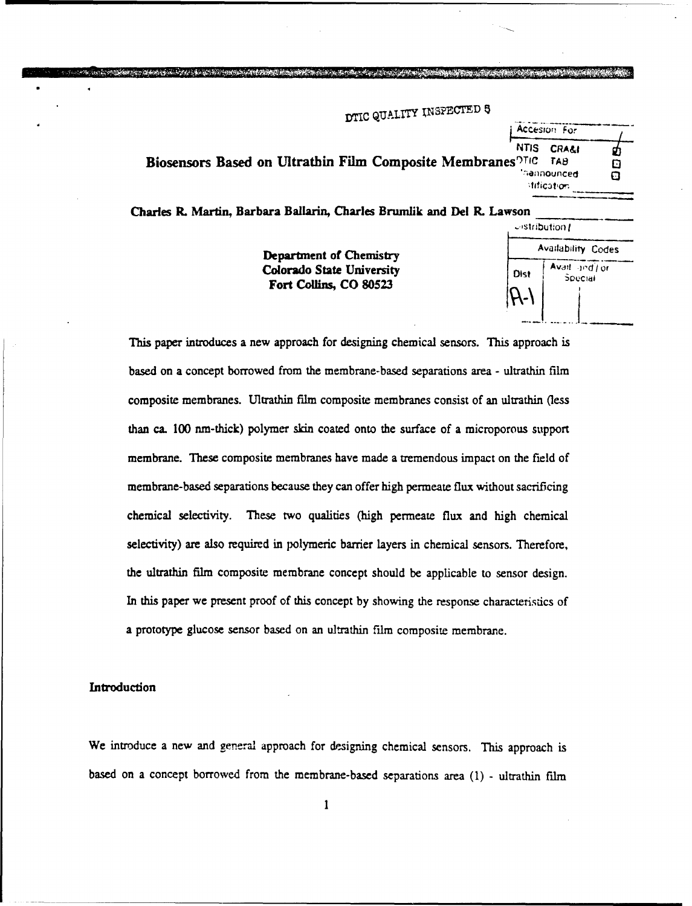# Biosensors Based on Ultrathin Film Composite Membranes

**Charles R. Martin, Barbara Ballarin, Charles Brumlik and Del R. Lawson**

**Department of Chemistry**
**Colorado State University**
**Fort Collins, CO 80523**

This paper introduces a new approach for designing chemical sensors. This approach is based on a concept borrowed from the membrane-based separations area - ultrathin film composite membranes. Ultrathin film composite membranes consist of an ultrathin (less than ca. 100 nm-thick) polymer skin coated onto the surface of a microporous support membrane. These composite membranes have made a tremendous impact on the field of membrane-based separations because they can offer high permeate flux without sacrificing chemical selectivity. These two qualities (high permeate flux and high chemical selectivity) are also required in polymeric barrier layers in chemical sensors. Therefore, the ultrathin film composite membrane concept should be applicable to sensor design. In this paper we present proof of this concept by showing the response characteristics of a prototype glucose sensor based on an ultrathin film composite membrane.

## Introduction

We introduce a new and general approach for designing chemical sensors. This approach is based on a concept borrowed from the membrane-based separations area (1) - ultrathin film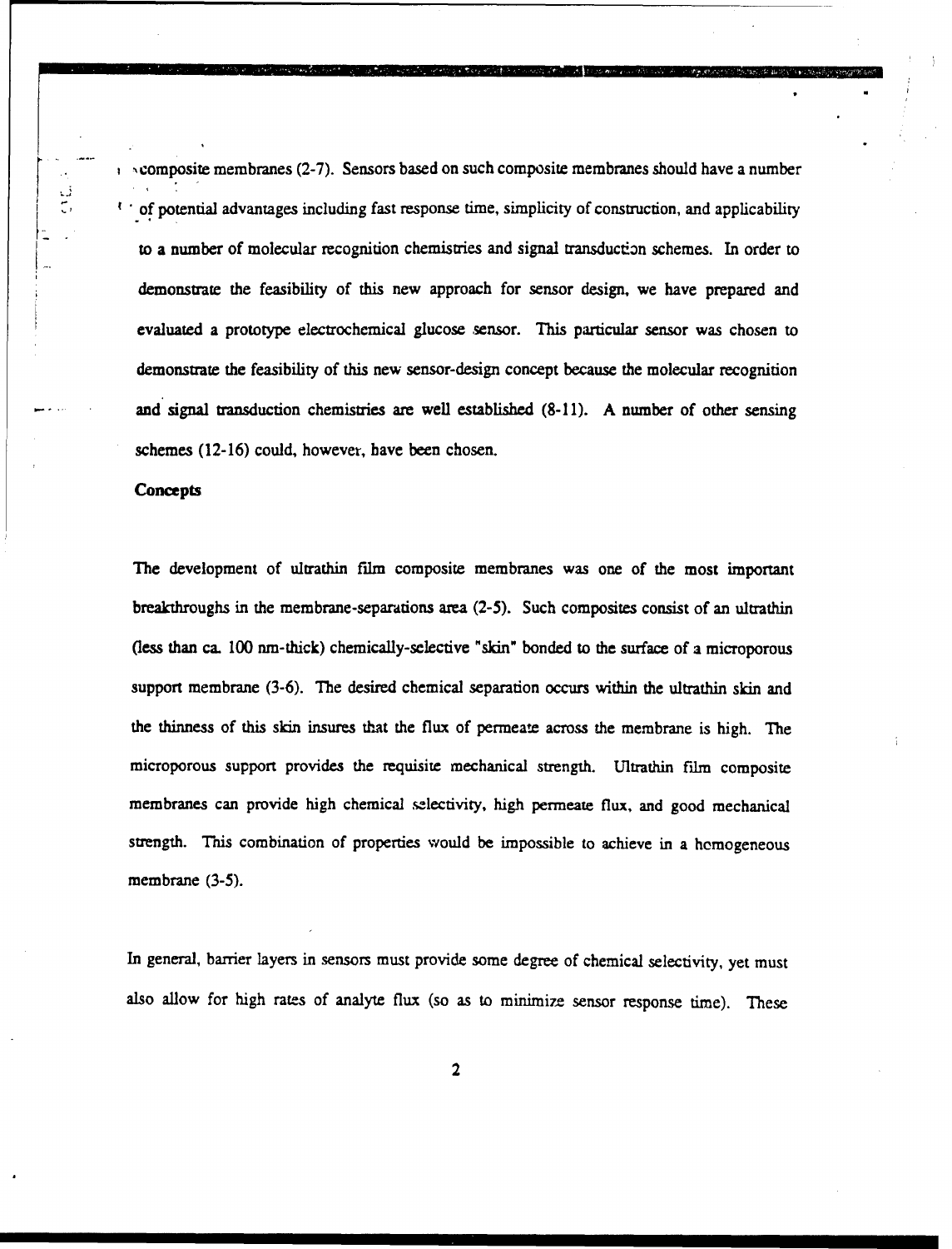composite membranes (2-7). Sensors based on such composite membranes should have a number of potential advantages including fast response time, simplicity of construction, and applicability to a number of molecular recognition chemistries and signal transduction schemes. In order to demonstrate the feasibility of this new approach for sensor design, we have prepared and evaluated a prototype electrochemical glucose sensor. This particular sensor was chosen to demonstrate the feasibility of this new sensor-design concept because the molecular recognition and signal transduction chemistries are well established (8-11). A number of other sensing schemes (12-16) could, however, have been chosen.

**Concepts**

The development of ultrathin film composite membranes was one of the most important breakthroughs in the membrane-separations area (2-5). Such composites consist of an ultrathin (less than ca. 100 nm-thick) chemically-selective "skin" bonded to the surface of a microporous support membrane (3-6). The desired chemical separation occurs within the ultrathin skin and the thinness of this skin insures that the flux of permeate across the membrane is high. The microporous support provides the requisite mechanical strength. Ultrathin film composite membranes can provide high chemical selectivity, high permeate flux, and good mechanical strength. This combination of properties would be impossible to achieve in a homogeneous membrane (3-5).

In general, barrier layers in sensors must provide some degree of chemical selectivity, yet must also allow for high rates of analyte flux (so as to minimize sensor response time). These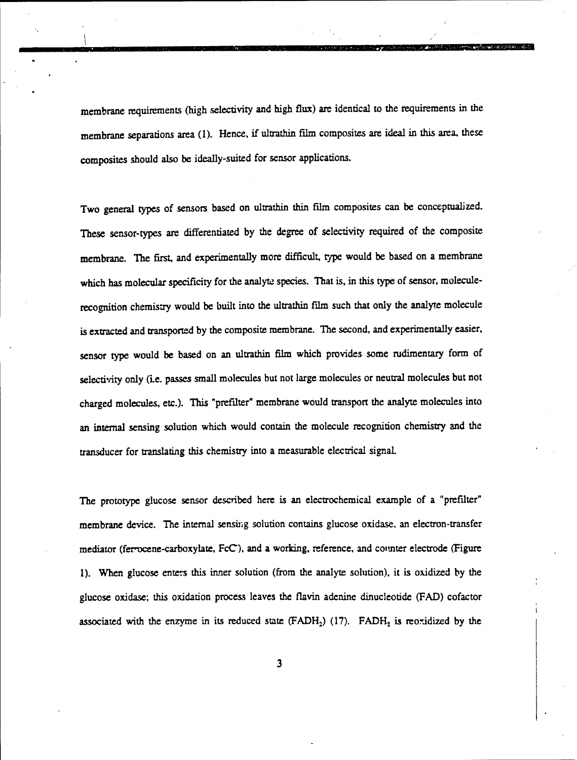membrane requirements (high selectivity and high flux) are identical to the requirements in the membrane separations area (1). Hence, if ultrathin film composites are ideal in this area, these composites should also be ideally-suited for sensor applications.

Two general types of sensors based on ultrathin thin film composites can be conceptualized. These sensor-types are differentiated by the degree of selectivity required of the composite membrane. The first, and experimentally more difficult, type would be based on a membrane which has molecular specificity for the analyte species. That is, in this type of sensor, molecule-recognition chemistry would be built into the ultrathin film such that only the analyte molecule is extracted and transported by the composite membrane. The second, and experimentally easier, sensor type would be based on an ultrathin film which provides some rudimentary form of selectivity only (i.e. passes small molecules but not large molecules or neutral molecules but not charged molecules, etc.). This "prefilter" membrane would transport the analyte molecules into an internal sensing solution which would contain the molecule recognition chemistry and the transducer for translating this chemistry into a measurable electrical signal.

The prototype glucose sensor described here is an electrochemical example of a "prefilter" membrane device. The internal sensing solution contains glucose oxidase, an electron-transfer mediator (ferrocene-carboxylate, $FcC^-$), and a working, reference, and counter electrode (Figure 1). When glucose enters this inner solution (from the analyte solution), it is oxidized by the glucose oxidase; this oxidation process leaves the flavin adenine dinucleotide (FAD) cofactor associated with the enzyme in its reduced state ($FADH_2$) (17). $FADH_2$ is reoxidized by the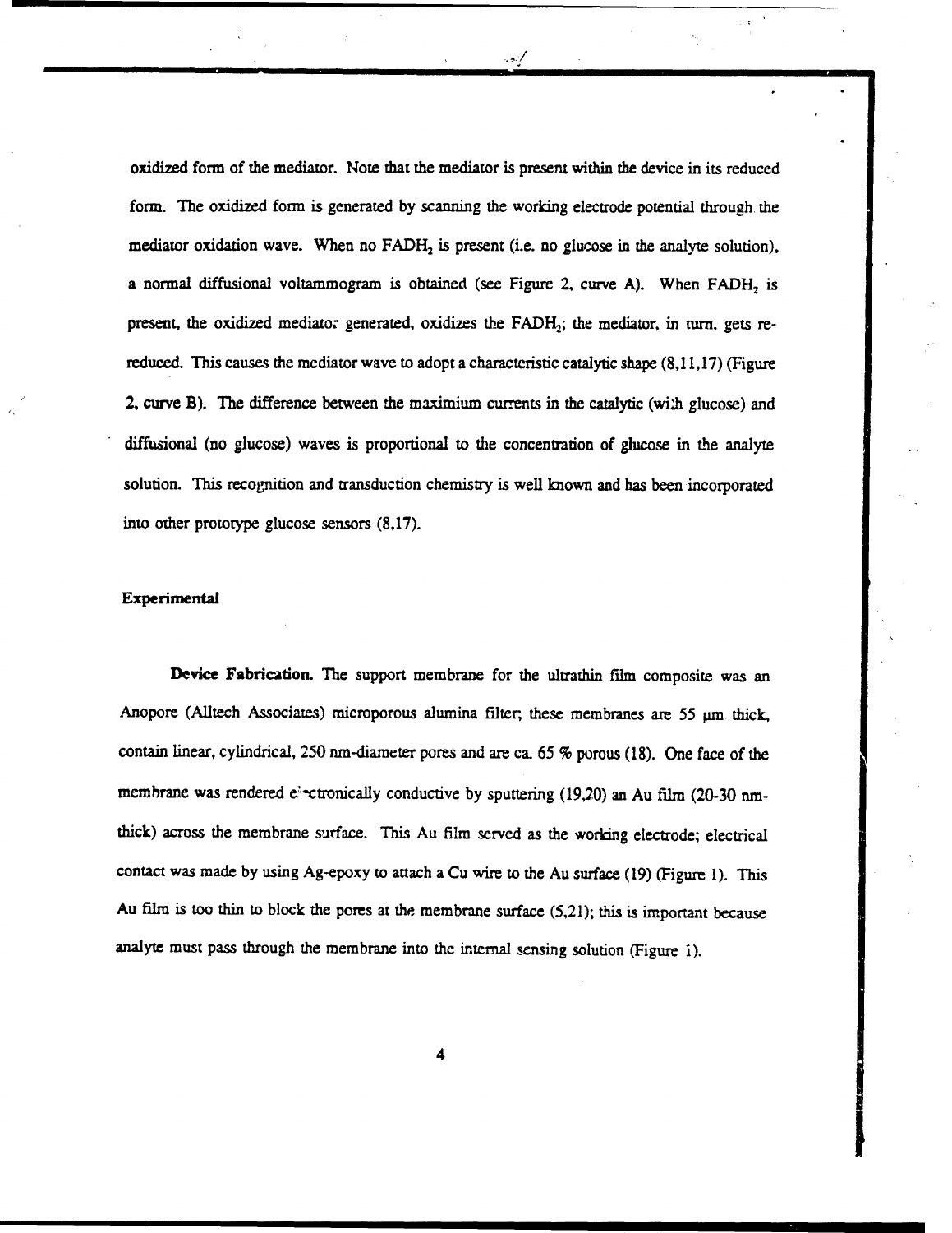oxidized form of the mediator. Note that the mediator is present within the device in its reduced form. The oxidized form is generated by scanning the working electrode potential through the mediator oxidation wave. When no $FADH_2$ is present (i.e. no glucose in the analyte solution), a normal diffusional voltammogram is obtained (see Figure 2, curve A). When $FADH_2$ is present, the oxidized mediator generated, oxidizes the $FADH_2$; the mediator, in turn, gets re-reduced. This causes the mediator wave to adopt a characteristic catalytic shape (8,11,17) (Figure 2, curve B). The difference between the maximium currents in the catalytic (with glucose) and diffusional (no glucose) waves is proportional to the concentration of glucose in the analyte solution. This recognition and transduction chemistry is well known and has been incorporated into other prototype glucose sensors (8,17).

**Experimental**

**Device Fabrication.** The support membrane for the ultrathin film composite was an Anopore (Alltech Associates) microporous alumina filter; these membranes are 55 μm thick, contain linear, cylindrical, 250 nm-diameter pores and are ca. 65 % porous (18). One face of the membrane was rendered electronically conductive by sputtering (19,20) an Au film (20-30 nm-thick) across the membrane surface. This Au film served as the working electrode; electrical contact was made by using Ag-epoxy to attach a Cu wire to the Au surface (19) (Figure 1). This Au film is too thin to block the pores at the membrane surface (5,21); this is important because analyte must pass through the membrane into the internal sensing solution (Figure 1).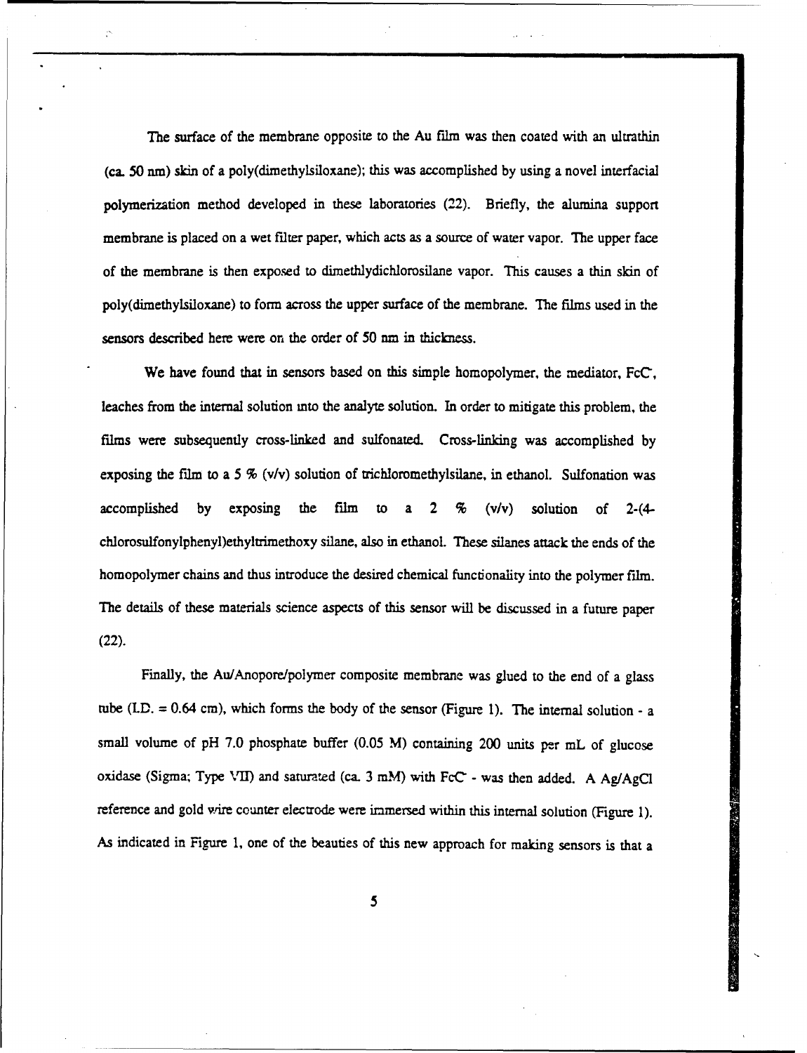The surface of the membrane opposite to the Au film was then coated with an ultrathin (ca. 50 nm) skin of a poly(dimethylsiloxane); this was accomplished by using a novel interfacial polymerization method developed in these laboratories (22). Briefly, the alumina support membrane is placed on a wet filter paper, which acts as a source of water vapor. The upper face of the membrane is then exposed to dimethlydichlorosilane vapor. This causes a thin skin of poly(dimethylsiloxane) to form across the upper surface of the membrane. The films used in the sensors described here were on the order of 50 nm in thickness.

We have found that in sensors based on this simple homopolymer, the mediator, $FcC^-$, leaches from the internal solution into the analyte solution. In order to mitigate this problem, the films were subsequently cross-linked and sulfonated. Cross-linking was accomplished by exposing the film to a 5 % (v/v) solution of trichloromethylsilane, in ethanol. Sulfonation was accomplished by exposing the film to a 2 % (v/v) solution of 2-(4-chlorosulfonylphenyl)ethyltrimethoxy silane, also in ethanol. These silanes attack the ends of the homopolymer chains and thus introduce the desired chemical functionality into the polymer film. The details of these materials science aspects of this sensor will be discussed in a future paper (22).

Finally, the Au/Anopore/polymer composite membrane was glued to the end of a glass tube (I.D. = 0.64 cm), which forms the body of the sensor (Figure 1). The internal solution - a small volume of pH 7.0 phosphate buffer (0.05 M) containing 200 units per mL of glucose oxidase (Sigma; Type VII) and saturated (ca. 3 mM) with $FcC^-$ - was then added. A Ag/AgCl reference and gold wire counter electrode were immersed within this internal solution (Figure 1). As indicated in Figure 1, one of the beauties of this new approach for making sensors is that a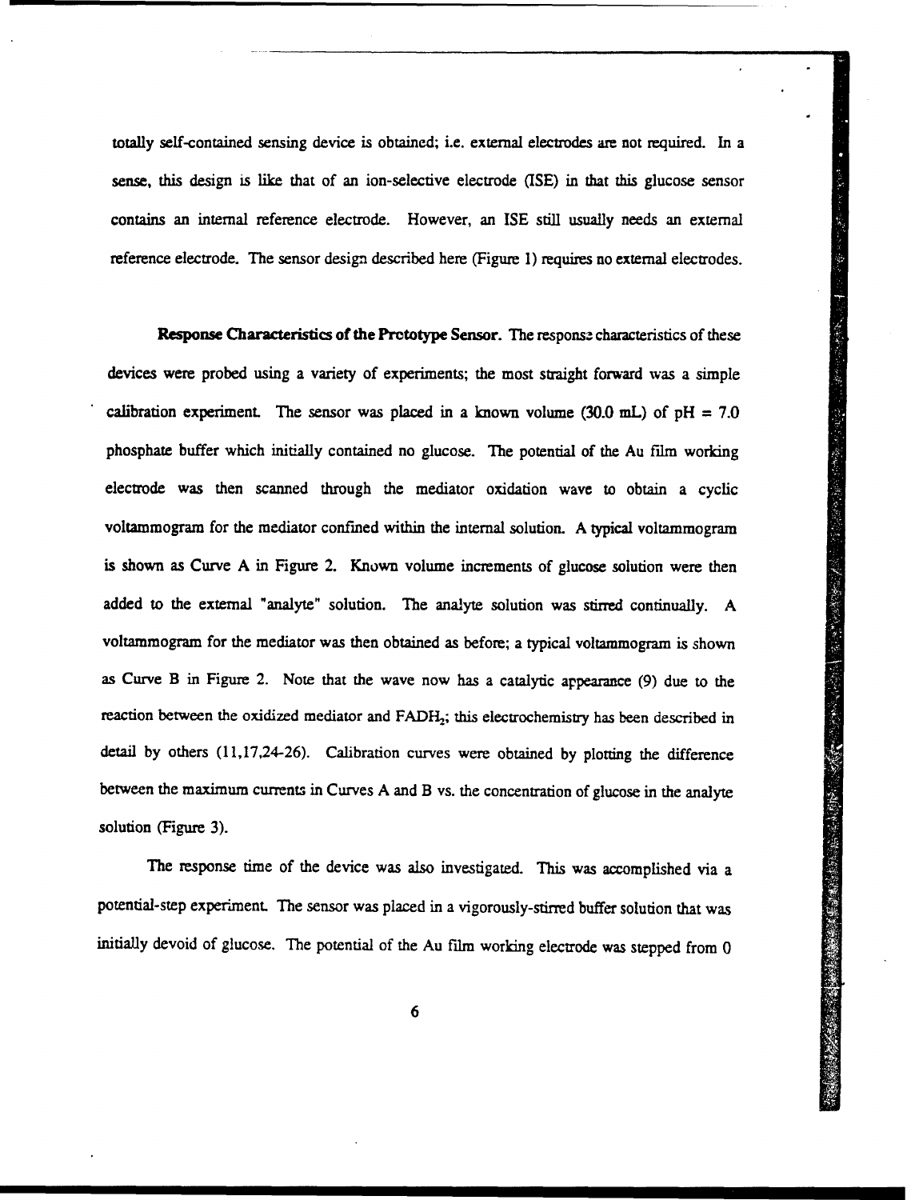totally self-contained sensing device is obtained; i.e. external electrodes are not required. In a sense, this design is like that of an ion-selective electrode (ISE) in that this glucose sensor contains an internal reference electrode. However, an ISE still usually needs an external reference electrode. The sensor design described here (Figure 1) requires no external electrodes.

**Response Characteristics of the Prototype Sensor.** The response characteristics of these devices were probed using a variety of experiments; the most straight forward was a simple calibration experiment. The sensor was placed in a known volume (30.0 mL) of pH = 7.0 phosphate buffer which initially contained no glucose. The potential of the Au film working electrode was then scanned through the mediator oxidation wave to obtain a cyclic voltammogram for the mediator confined within the internal solution. A typical voltammogram is shown as Curve A in Figure 2. Known volume increments of glucose solution were then added to the external "analyte" solution. The analyte solution was stirred continually. A voltammogram for the mediator was then obtained as before; a typical voltammogram is shown as Curve B in Figure 2. Note that the wave now has a catalytic appearance (9) due to the reaction between the oxidized mediator and $FADH_2$; this electrochemistry has been described in detail by others (11,17,24-26). Calibration curves were obtained by plotting the difference between the maximum currents in Curves A and B vs. the concentration of glucose in the analyte solution (Figure 3).

The response time of the device was also investigated. This was accomplished via a potential-step experiment. The sensor was placed in a vigorously-stirred buffer solution that was initially devoid of glucose. The potential of the Au film working electrode was stepped from 0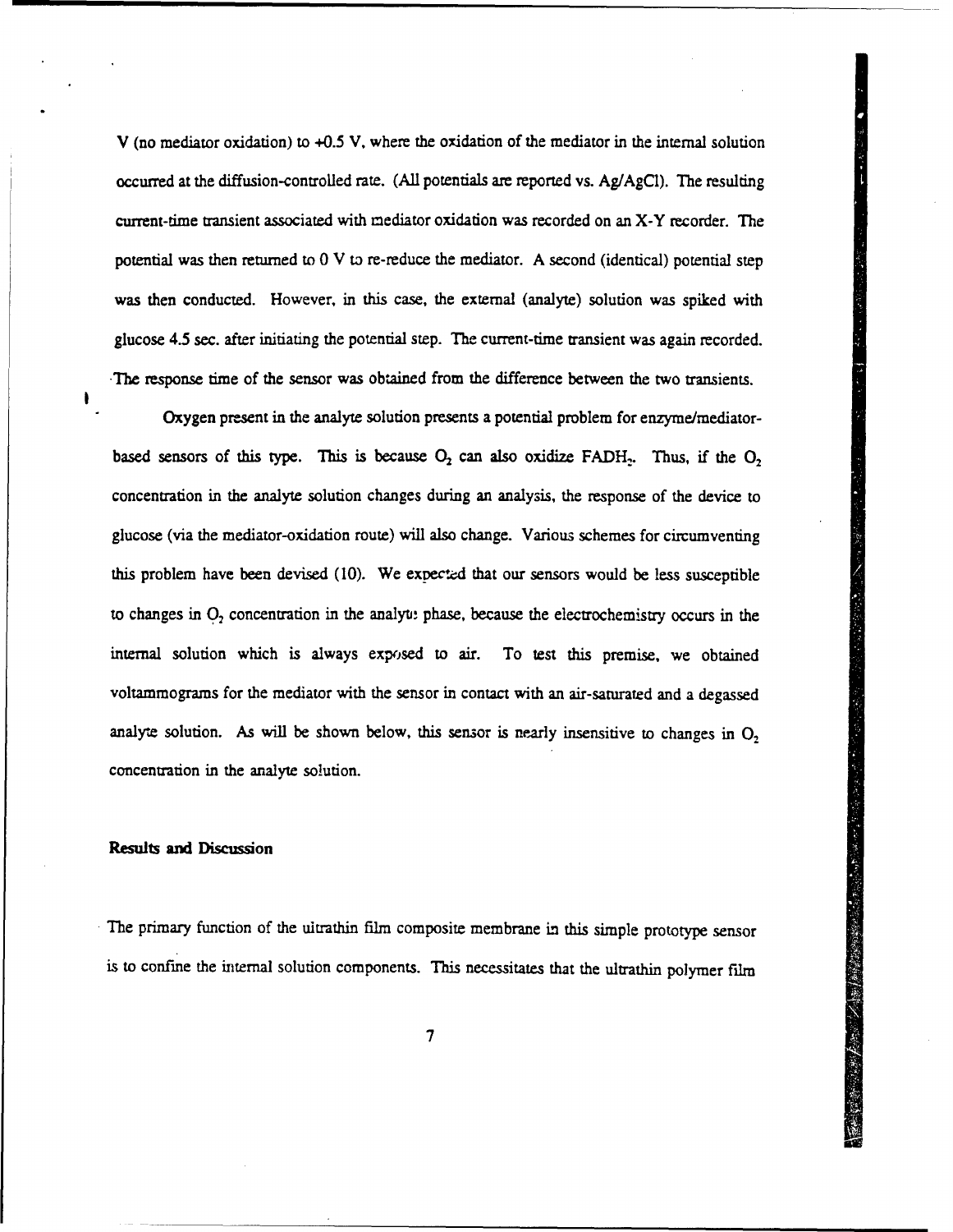V (no mediator oxidation) to +0.5 V, where the oxidation of the mediator in the internal solution occurred at the diffusion-controlled rate. (All potentials are reported vs. Ag/AgCl). The resulting current-time transient associated with mediator oxidation was recorded on an X-Y recorder. The potential was then returned to 0 V to re-reduce the mediator. A second (identical) potential step was then conducted. However, in this case, the external (analyte) solution was spiked with glucose 4.5 sec. after initiating the potential step. The current-time transient was again recorded. The response time of the sensor was obtained from the difference between the two transients.

Oxygen present in the analyte solution presents a potential problem for enzyme/mediator-based sensors of this type. This is because $O_2$ can also oxidize $FADH_2$. Thus, if the $O_2$ concentration in the analyte solution changes during an analysis, the response of the device to glucose (via the mediator-oxidation route) will also change. Various schemes for circumventing this problem have been devised (10). We expected that our sensors would be less susceptible to changes in $O_2$ concentration in the analyte phase, because the electrochemistry occurs in the internal solution which is always exposed to air. To test this premise, we obtained voltammograms for the mediator with the sensor in contact with an air-saturated and a degassed analyte solution. As will be shown below, this sensor is nearly insensitive to changes in $O_2$ concentration in the analyte solution.

## Results and Discussion

The primary function of the ultrathin film composite membrane in this simple prototype sensor is to confine the internal solution components. This necessitates that the ultrathin polymer film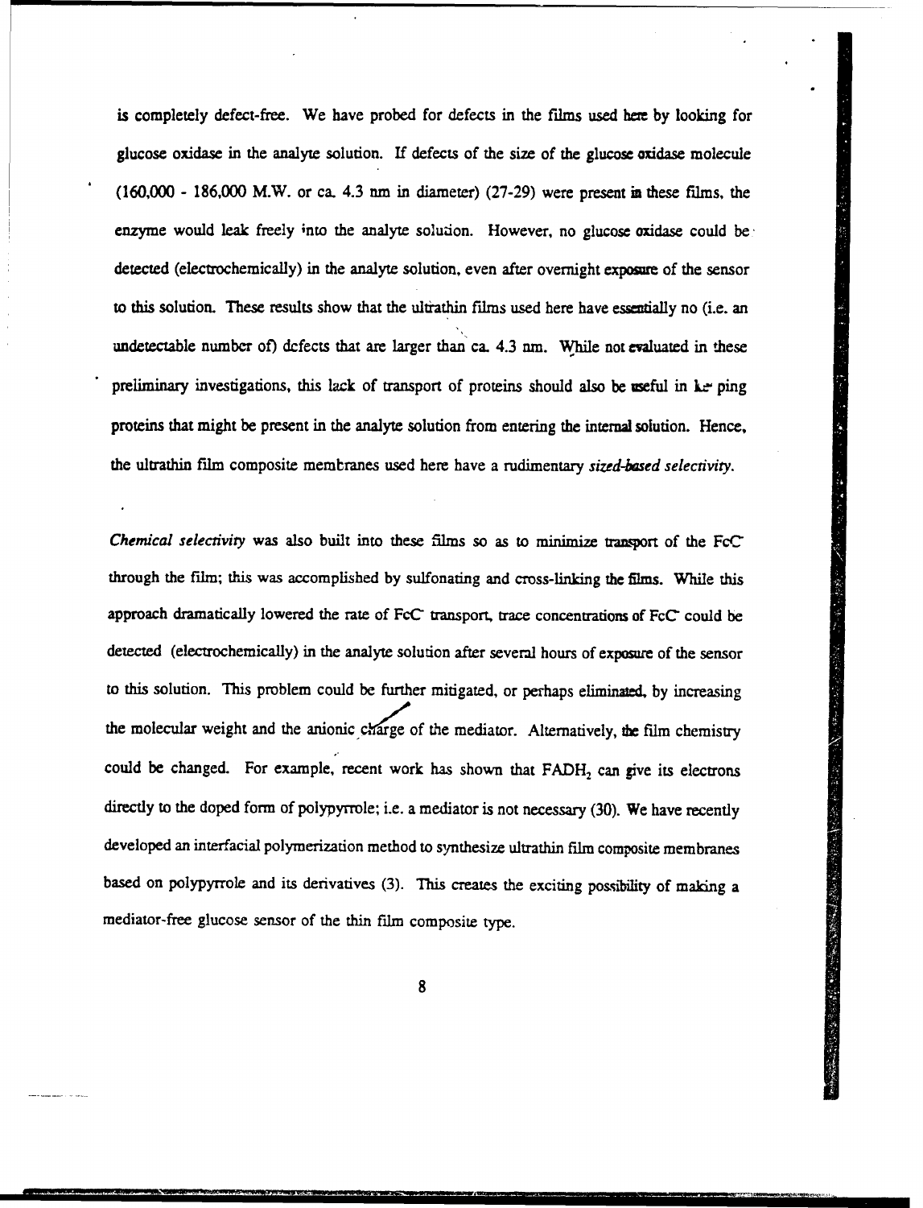is completely defect-free. We have probed for defects in the films used here by looking for glucose oxidase in the analyte solution. If defects of the size of the glucose oxidase molecule (160,000 - 186,000 M.W. or ca. 4.3 nm in diameter) (27-29) were present in these films, the enzyme would leak freely into the analyte solution. However, no glucose oxidase could be detected (electrochemically) in the analyte solution, even after overnight exposure of the sensor to this solution. These results show that the ultrathin films used here have essentially no (i.e. an undetectable number of) defects that are larger than ca. 4.3 nm. While not evaluated in these preliminary investigations, this lack of transport of proteins should also be useful in keeping proteins that might be present in the analyte solution from entering the internal solution. Hence, the ultrathin film composite membranes used here have a rudimentary *sized-based selectivity*.

*Chemical selectivity* was also built into these films so as to minimize transport of the $FcC^-$ through the film; this was accomplished by sulfonating and cross-linking the films. While this approach dramatically lowered the rate of $FcC^-$ transport, trace concentrations of $FcC^-$ could be detected (electrochemically) in the analyte solution after several hours of exposure of the sensor to this solution. This problem could be further mitigated, or perhaps eliminated, by increasing the molecular weight and the anionic charge of the mediator. Alternatively, the film chemistry could be changed. For example, recent work has shown that $FADH_2$ can give its electrons directly to the doped form of polypyrrole; i.e. a mediator is not necessary (30). We have recently developed an interfacial polymerization method to synthesize ultrathin film composite membranes based on polypyrrole and its derivatives (3). This creates the exciting possibility of making a mediator-free glucose sensor of the thin film composite type.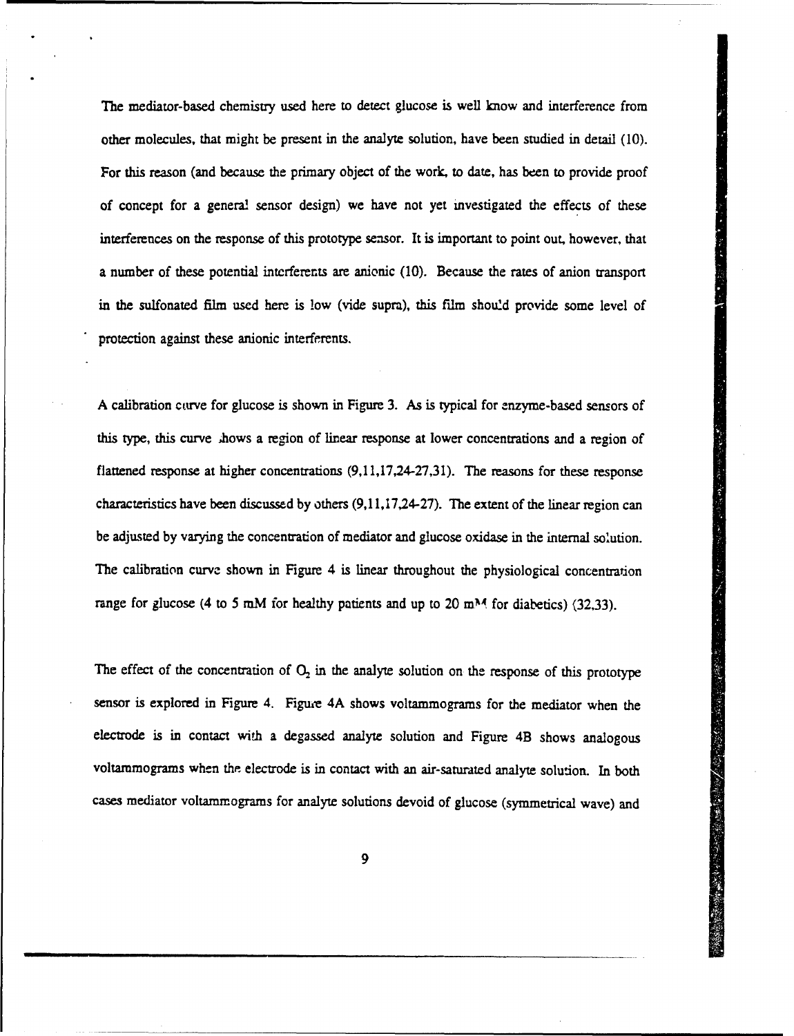The mediator-based chemistry used here to detect glucose is well know and interference from other molecules, that might be present in the analyte solution, have been studied in detail (10). For this reason (and because the primary object of the work, to date, has been to provide proof of concept for a general sensor design) we have not yet investigated the effects of these interferences on the response of this prototype sensor. It is important to point out, however, that a number of these potential interferents are anionic (10). Because the rates of anion transport in the sulfonated film used here is low (vide supra), this film should provide some level of protection against these anionic interferents.

A calibration curve for glucose is shown in Figure 3. As is typical for enzyme-based sensors of this type, this curve shows a region of linear response at lower concentrations and a region of flattened response at higher concentrations (9,11,17,24-27,31). The reasons for these response characteristics have been discussed by others (9,11,17,24-27). The extent of the linear region can be adjusted by varying the concentration of mediator and glucose oxidase in the internal solution. The calibration curve shown in Figure 4 is linear throughout the physiological concentration range for glucose (4 to 5 mM for healthy patients and up to 20 mM for diabetics) (32,33).

The effect of the concentration of $O_2$ in the analyte solution on the response of this prototype sensor is explored in Figure 4. Figure 4A shows voltammograms for the mediator when the electrode is in contact with a degassed analyte solution and Figure 4B shows analogous voltammograms when the electrode is in contact with an air-saturated analyte solution. In both cases mediator voltammograms for analyte solutions devoid of glucose (symmetrical wave) and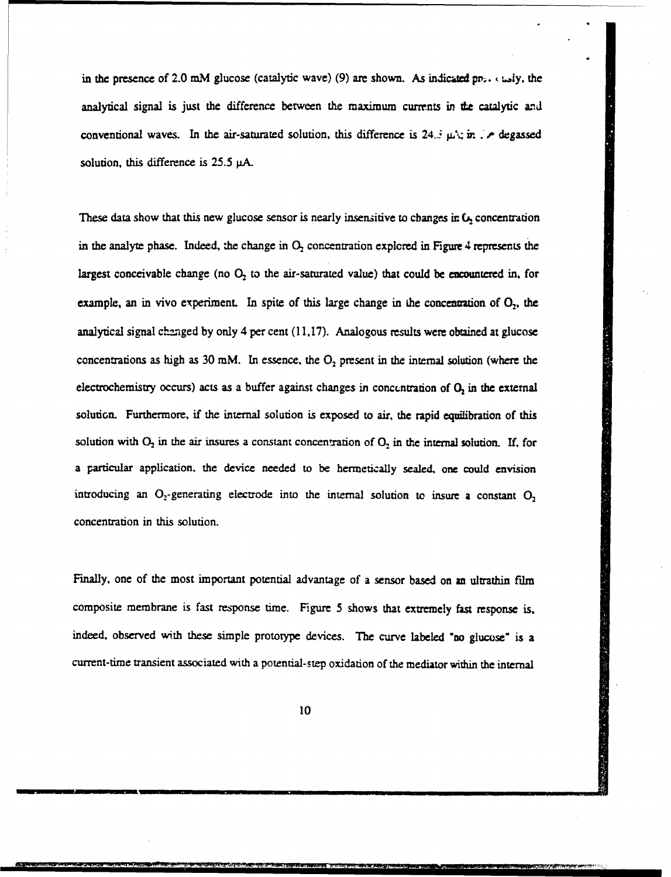in the presence of 2.0 mM glucose (catalytic wave) (9) are shown. As indicated previously, the analytical signal is just the difference between the maximum currents in the catalytic and conventional waves. In the air-saturated solution, this difference is 24.5 μA; in the degassed solution, this difference is 25.5 μA.

These data show that this new glucose sensor is nearly insensitive to changes in $O_2$ concentration in the analyte phase. Indeed, the change in $O_2$ concentration explored in Figure 4 represents the largest conceivable change (no $O_2$ to the air-saturated value) that could be encountered in, for example, an in vivo experiment. In spite of this large change in the concentration of $O_2$, the analytical signal changed by only 4 per cent (11,17). Analogous results were obtained at glucose concentrations as high as 30 mM. In essence, the $O_2$ present in the internal solution (where the electrochemistry occurs) acts as a buffer against changes in concentration of $O_2$ in the external solution. Furthermore, if the internal solution is exposed to air, the rapid equilibration of this solution with $O_2$ in the air insures a constant concentration of $O_2$ in the internal solution. If, for a particular application, the device needed to be hermetically sealed, one could envision introducing an $O_2$-generating electrode into the internal solution to insure a constant $O_2$ concentration in this solution.

Finally, one of the most important potential advantage of a sensor based on an ultrathin film composite membrane is fast response time. Figure 5 shows that extremely fast response is, indeed, observed with these simple prototype devices. The curve labeled "no glucose" is a current-time transient associated with a potential-step oxidation of the mediator within the internal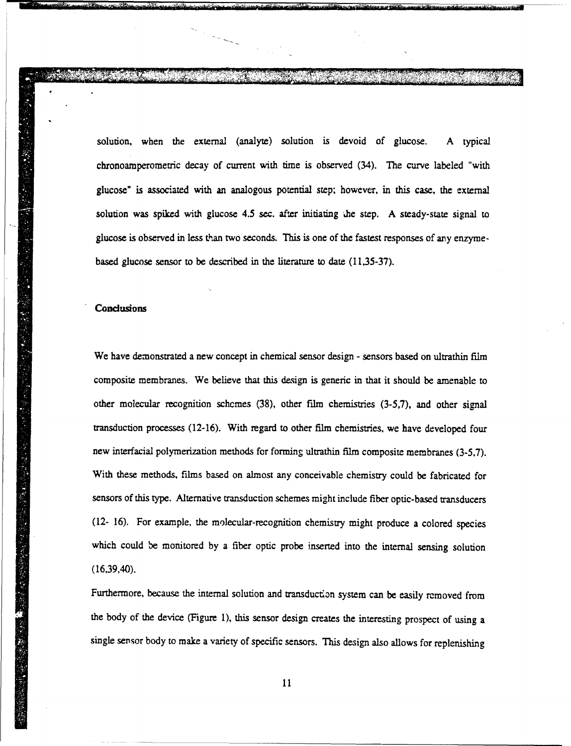solution, when the external (analyte) solution is devoid of glucose. A typical chronoamperometric decay of current with time is observed (34). The curve labeled "with glucose" is associated with an analogous potential step; however, in this case, the external solution was spiked with glucose 4.5 sec. after initiating the step. A steady-state signal to glucose is observed in less than two seconds. This is one of the fastest responses of any enzyme-based glucose sensor to be described in the literature to date (11,35-37).

## Conclusions

We have demonstrated a new concept in chemical sensor design - sensors based on ultrathin film composite membranes. We believe that this design is generic in that it should be amenable to other molecular recognition schemes (38), other film chemistries (3-5,7), and other signal transduction processes (12-16). With regard to other film chemistries, we have developed four new interfacial polymerization methods for forming ultrathin film composite membranes (3-5,7). With these methods, films based on almost any conceivable chemistry could be fabricated for sensors of this type. Alternative transduction schemes might include fiber optic-based transducers (12- 16). For example, the molecular-recognition chemistry might produce a colored species which could be monitored by a fiber optic probe inserted into the internal sensing solution (16,39,40).

Furthermore, because the internal solution and transduction system can be easily removed from the body of the device (Figure 1), this sensor design creates the interesting prospect of using a single sensor body to make a variety of specific sensors. This design also allows for replenishing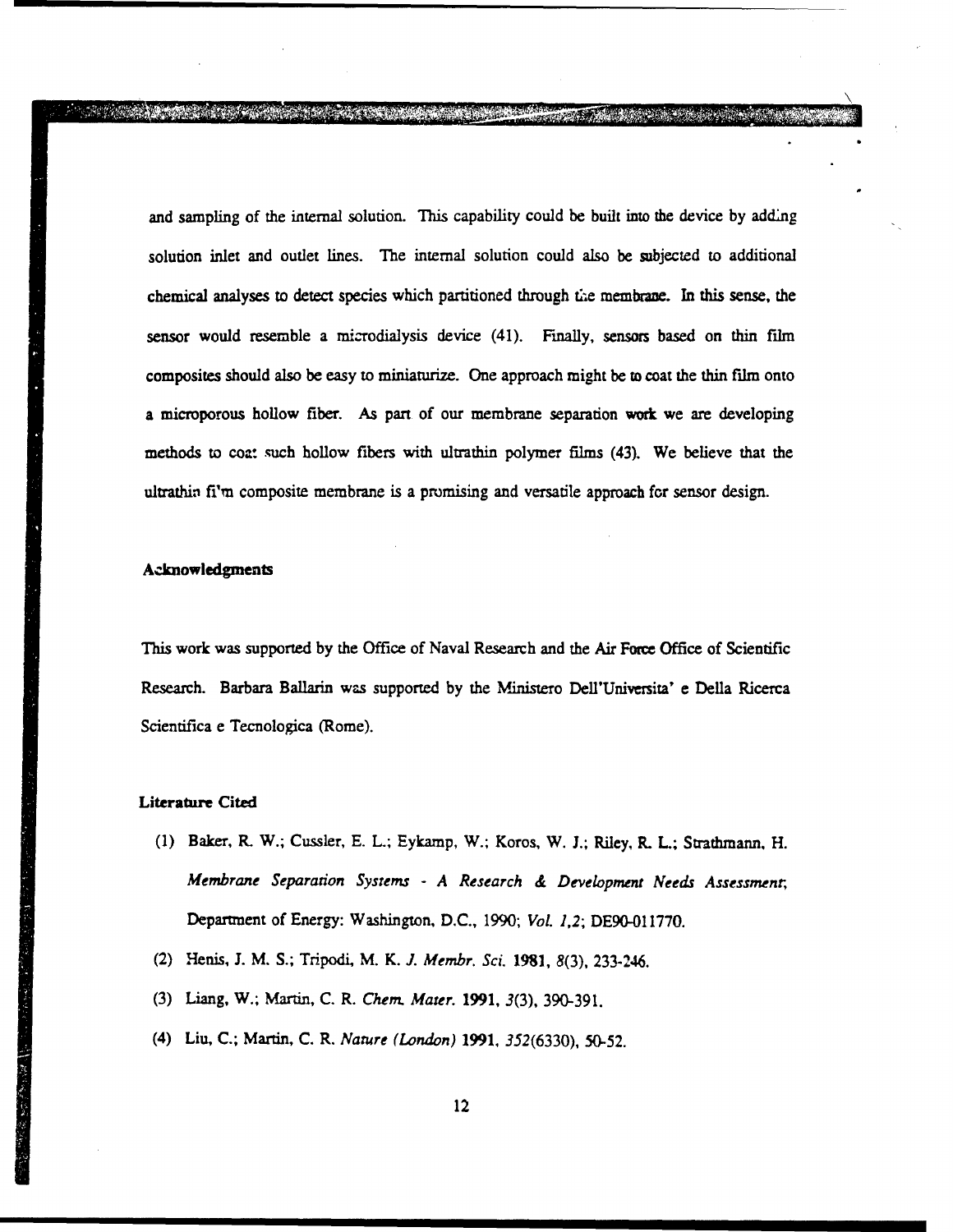and sampling of the internal solution. This capability could be built into the device by adding solution inlet and outlet lines. The internal solution could also be subjected to additional chemical analyses to detect species which partitioned through the membrane. In this sense, the sensor would resemble a microdialysis device (41). Finally, sensors based on thin film composites should also be easy to miniaturize. One approach might be to coat the thin film onto a microporous hollow fiber. As part of our membrane separation work we are developing methods to coat such hollow fibers with ultrathin polymer films (43). We believe that the ultrathin film composite membrane is a promising and versatile approach for sensor design.

### Acknowledgments

This work was supported by the Office of Naval Research and the Air Force Office of Scientific Research. Barbara Ballarin was supported by the Ministero Dell'Universita' e Della Ricerca Scientifica e Tecnologica (Rome).

### Literature Cited

(1) Baker, R. W.; Cussler, E. L.; Eykamp, W.; Koros, W. J.; Riley, R. L.; Strathmann, H. *Membrane Separation Systems - A Research & Development Needs Assessment*; Department of Energy: Washington, D.C., 1990; *Vol. 1,2*; DE90-011770.

(2) Henis, J. M. S.; Tripodi, M. K. *J. Membr. Sci.* **1981**, *8*(3), 233-246.

(3) Liang, W.; Martin, C. R. *Chem. Mater.* **1991**, *3*(3), 390-391.

(4) Liu, C.; Martin, C. R. *Nature (London)* **1991**, *352*(6330), 50-52.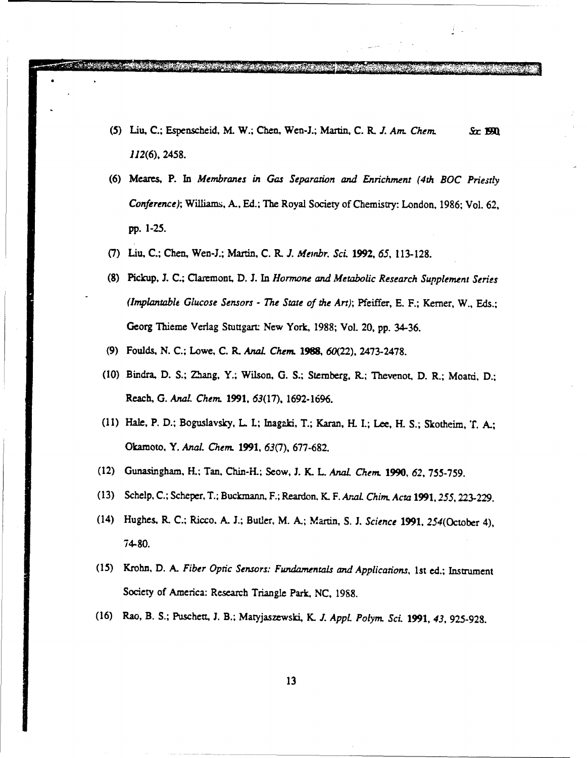(5) Liu, C.; Espenscheid, M. W.; Chen, Wen-J.; Martin, C. R. *J. Am. Chem. Soc.* **1990**, *112*(6), 2458.

(6) Meares, P. In *Membranes in Gas Separation and Enrichment (4th BOC Priestly Conference)*; Williams, A., Ed.; The Royal Society of Chemistry: London, 1986; Vol. 62, pp. 1-25.

(7) Liu, C.; Chen, Wen-J.; Martin, C. R. *J. Membr. Sci.* **1992**, *65*, 113-128.

(8) Pickup, J. C.; Claremont, D. J. In *Hormone and Metabolic Research Supplement Series (Implantable Glucose Sensors - The State of the Art)*; Pfeiffer, E. F.; Kerner, W., Eds.; Georg Thieme Verlag Stuttgart: New York, 1988; Vol. 20, pp. 34-36.

(9) Foulds, N. C.; Lowe, C. R. *Anal. Chem.* **1988**, *60*(22), 2473-2478.

(10) Bindra, D. S.; Zhang, Y.; Wilson, G. S.; Sternberg, R.; Thevenot, D. R.; Moatti, D.; Reach, G. *Anal. Chem.* **1991**, *63*(17), 1692-1696.

(11) Hale, P. D.; Boguslavsky, L. I.; Inagaki, T.; Karan, H. I.; Lee, H. S.; Skotheim, T. A.; Okamoto, Y. *Anal. Chem.* **1991**, *63*(7), 677-682.

(12) Gunasingham, H.; Tan, Chin-H.; Seow, J. K. L. *Anal. Chem.* **1990**, *62*, 755-759.

(13) Schelp, C.; Scheper, T.; Buckmann, F.; Reardon, K. F. *Anal. Chim. Acta* **1991**, *255*, 223-229.

(14) Hughes, R. C.; Ricco, A. J.; Butler, M. A.; Martin, S. J. *Science* **1991**, *254*(October 4), 74-80.

(15) Krohn, D. A. *Fiber Optic Sensors: Fundamentals and Applications*, 1st ed.; Instrument Society of America: Research Triangle Park, NC, 1988.

(16) Rao, B. S.; Puschett, J. B.; Matyjaszewski, K. *J. Appl. Polym. Sci.* **1991**, *43*, 925-928.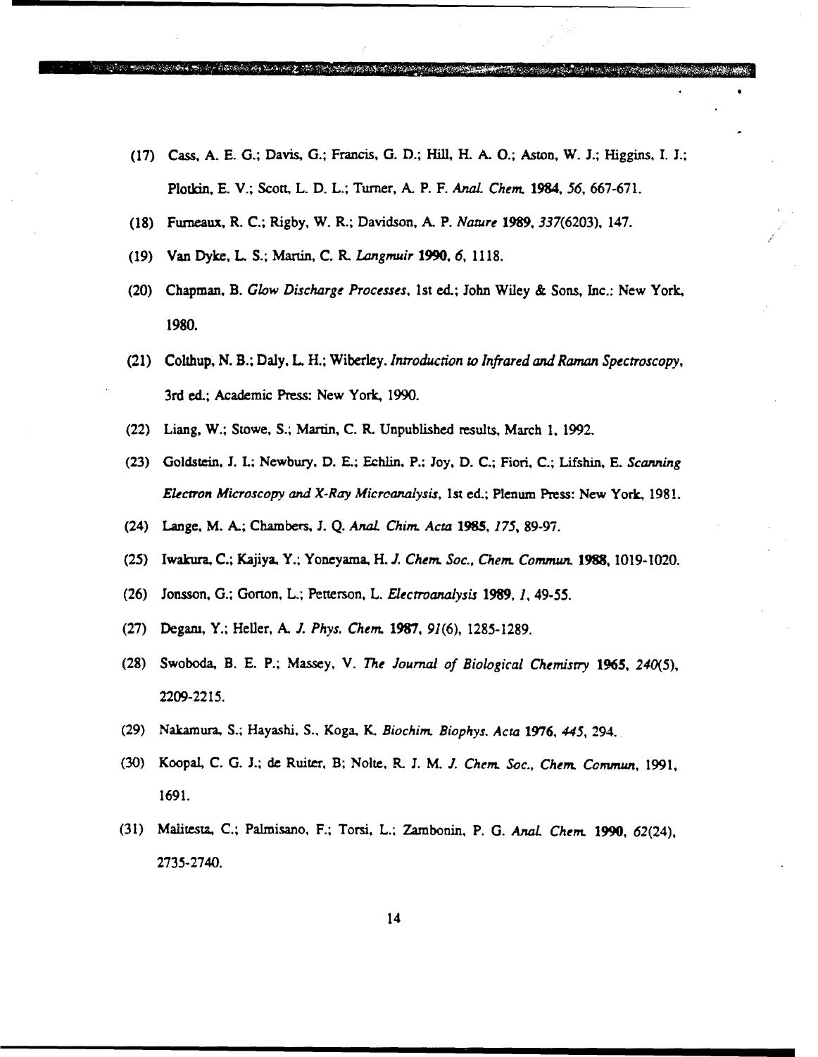(17) Cass, A. E. G.; Davis, G.; Francis, G. D.; Hill, H. A. O.; Aston, W. J.; Higgins, I. J.; Plotkin, E. V.; Scott, L. D. L.; Turner, A. P. F. *Anal. Chem.* **1984**, *56*, 667-671.

(18) Furneaux, R. C.; Rigby, W. R.; Davidson, A. P. *Nature* **1989**, *337*(6203), 147.

(19) Van Dyke, L. S.; Martin, C. R. *Langmuir* **1990**, *6*, 1118.

(20) Chapman, B. *Glow Discharge Processes*, 1st ed.; John Wiley & Sons, Inc.: New York, 1980.

(21) Colthup, N. B.; Daly, L. H.; Wiberley. *Introduction to Infrared and Raman Spectroscopy*, 3rd ed.; Academic Press: New York, 1990.

(22) Liang, W.; Stowe, S.; Martin, C. R. Unpublished results, March 1, 1992.

(23) Goldstein, J. I.; Newbury, D. E.; Echlin, P.; Joy, D. C.; Fiori, C.; Lifshin, E. *Scanning Electron Microscopy and X-Ray Microanalysis*, 1st ed.; Plenum Press: New York, 1981.

(24) Lange, M. A.; Chambers, J. Q. *Anal. Chim. Acta* **1985**, *175*, 89-97.

(25) Iwakura, C.; Kajiya, Y.; Yoneyama, H. *J. Chem. Soc., Chem. Commun.* **1988**, 1019-1020.

(26) Jonsson, G.; Gorton, L.; Petterson, L. *Electroanalysis* **1989**, *1*, 49-55.

(27) Degani, Y.; Heller, A. *J. Phys. Chem.* **1987**, *91*(6), 1285-1289.

(28) Swoboda, B. E. P.; Massey, V. *The Journal of Biological Chemistry* **1965**, *240*(5), 2209-2215.

(29) Nakamura, S.; Hayashi, S., Koga, K. *Biochim. Biophys. Acta* **1976**, *445*, 294.

(30) Koopal, C. G. J.; de Ruiter, B; Nolte, R. J. M. *J. Chem. Soc., Chem. Commun*, 1991, 1691.

(31) Malitesta, C.; Palmisano, F.; Torsi, L.; Zambonin, P. G. *Anal. Chem.* **1990**, *62*(24), 2735-2740.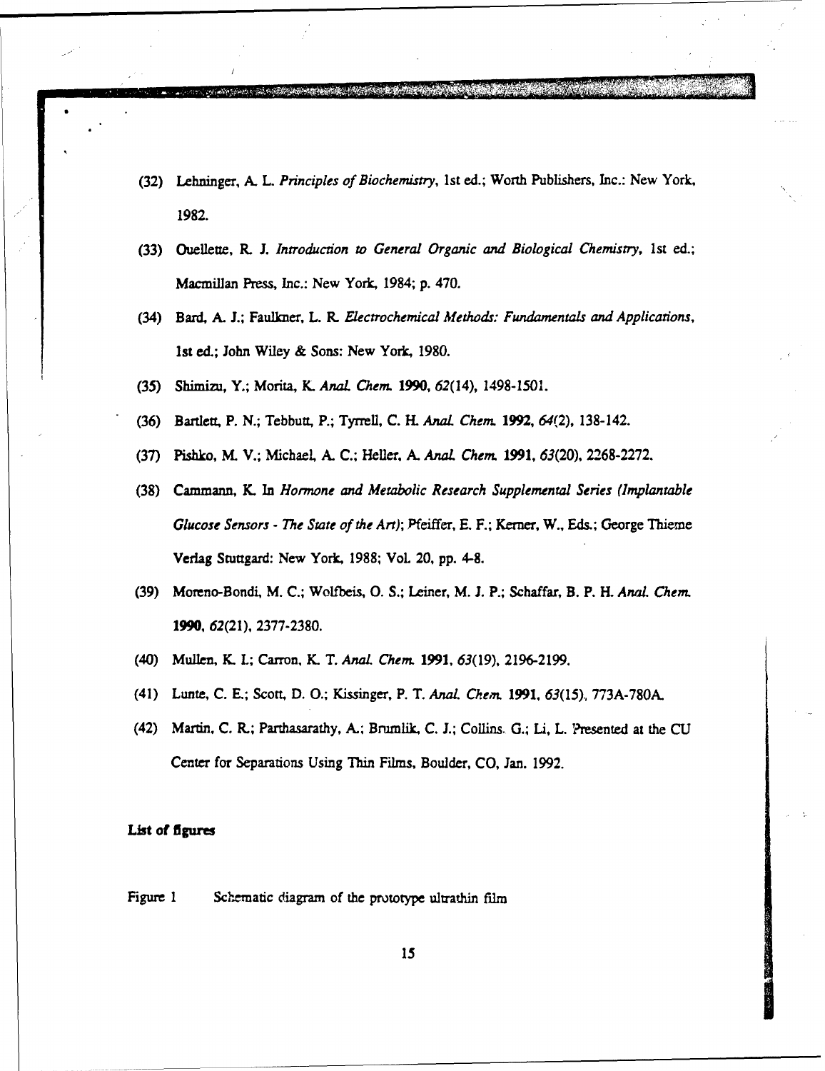(32) Lehninger, A. L. *Principles of Biochemistry*, 1st ed.; Worth Publishers, Inc.: New York, 1982.

(33) Ouellette, R. J. *Introduction to General Organic and Biological Chemistry*, 1st ed.; Macmillan Press, Inc.: New York, 1984; p. 470.

(34) Bard, A. J.; Faulkner, L. R. *Electrochemical Methods: Fundamentals and Applications*, 1st ed.; John Wiley & Sons: New York, 1980.

(35) Shimizu, Y.; Morita, K. *Anal. Chem.* **1990**, *62*(14), 1498-1501.

(36) Bartlett, P. N.; Tebbutt, P.; Tyrrell, C. H. *Anal. Chem.* **1992**, *64*(2), 138-142.

(37) Pishko, M. V.; Michael, A. C.; Heller, A. *Anal. Chem.* **1991**, *63*(20), 2268-2272.

(38) Cammann, K. In *Hormone and Metabolic Research Supplemental Series (Implantable Glucose Sensors - The State of the Art)*; Pfeiffer, E. F.; Kerner, W., Eds.; George Thieme Verlag Stuttgard: New York, 1988; Vol. 20, pp. 4-8.

(39) Moreno-Bondi, M. C.; Wolfbeis, O. S.; Leiner, M. J. P.; Schaffar, B. P. H. *Anal. Chem.* **1990**, *62*(21), 2377-2380.

(40) Mullen, K. I.; Carron, K. T. *Anal. Chem.* **1991**, *63*(19), 2196-2199.

(41) Lunte, C. E.; Scott, D. O.; Kissinger, P. T. *Anal. Chem.* **1991**, *63*(15), 773A-780A.

(42) Martin, C. R.; Parthasarathy, A.; Brumlik, C. J.; Collins. G.; Li, L. Presented at the CU Center for Separations Using Thin Films, Boulder, CO, Jan. 1992.

**List of figures**

Figure 1 Schematic diagram of the prototype ultrathin film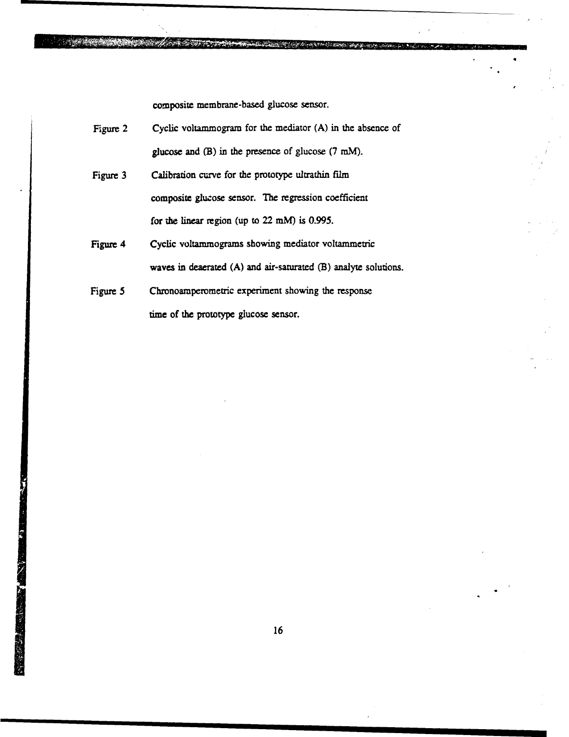composite membrane-based glucose sensor.

Figure 2 Cyclic voltammogram for the mediator (A) in the absence of glucose and (B) in the presence of glucose (7 mM).

Figure 3 Calibration curve for the prototype ultrathin film composite glucose sensor. The regression coefficient for the linear region (up to 22 mM) is 0.995.

Figure 4 Cyclic voltammograms showing mediator voltammetric waves in deaerated (A) and air-saturated (B) analyte solutions.

Figure 5 Chronoamperometric experiment showing the response time of the prototype glucose sensor.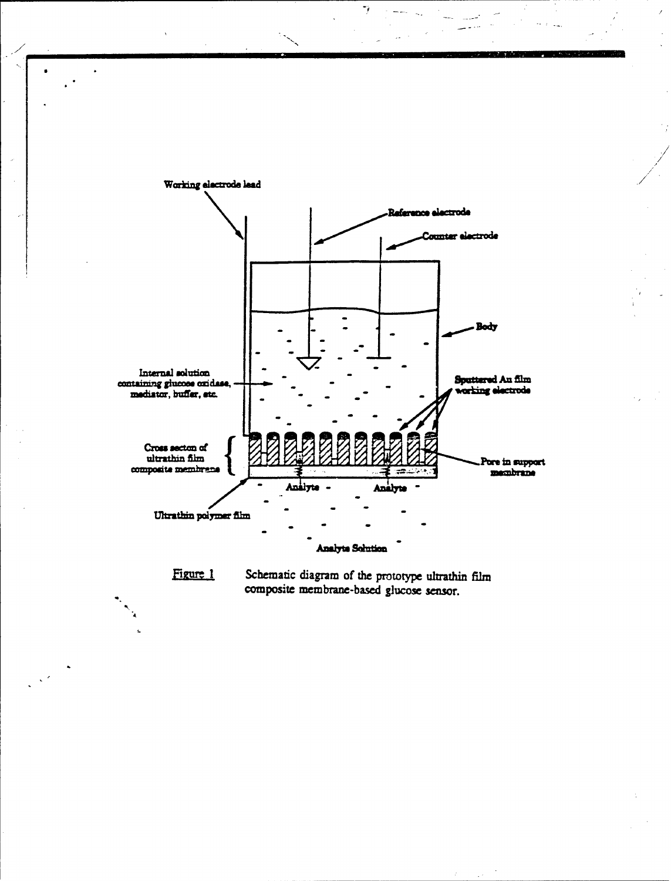Working electrode lead

Reference electrode

Counter electrode

Body

Internal solution containing glucose oxidase, mediator, buffer, etc.

Sputtered Au film working electrode

Cross secton of ultrathin film composite membrane

Pore in support membrane

Analyte

Analyte

Ultrathin polymer film

Analyte Solution

Figure 1 Schematic diagram of the prototype ultrathin film composite membrane-based glucose sensor.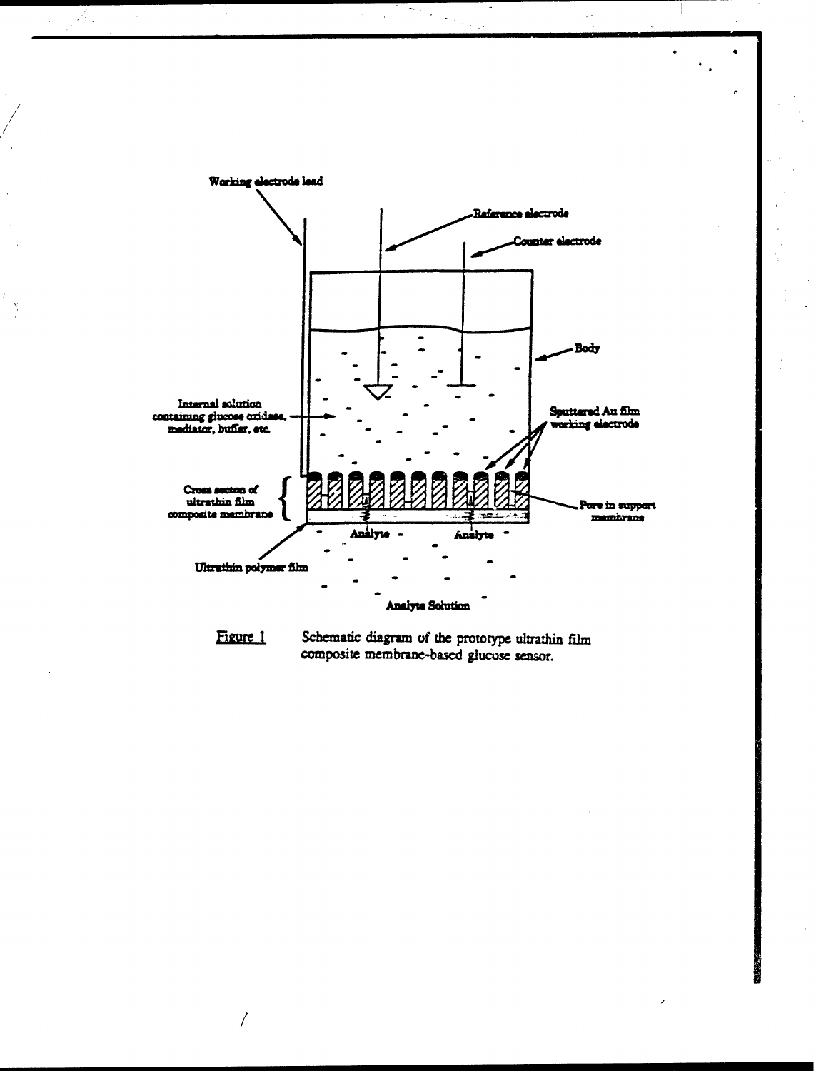Figure 1 Schematic diagram of the prototype ultrathin film composite membrane-based glucose sensor.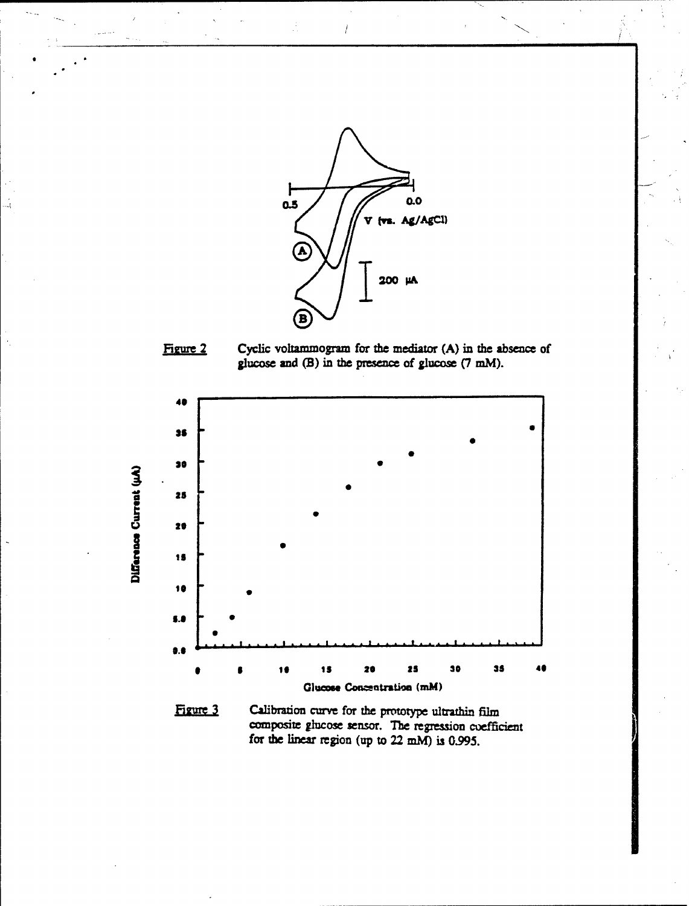Figure 2 Cyclic voltammogram for the mediator (A) in the absence of glucose and (B) in the presence of glucose (7 mM).

Figure 3 Calibration curve for the prototype ultrathin film composite glucose sensor. The regression coefficient for the linear region (up to 22 mM) is 0.995.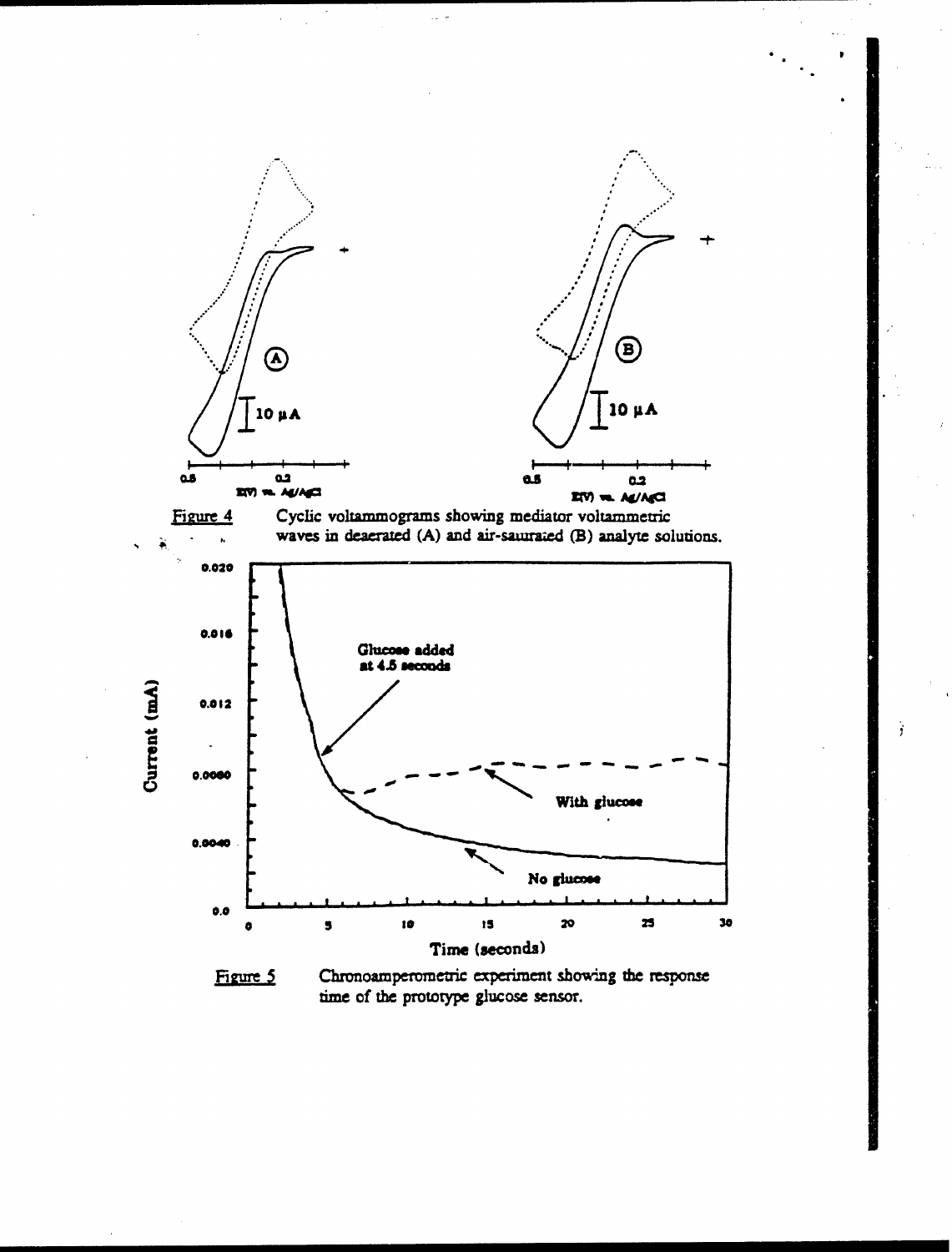10 µA

10 µA

A

B

0.5 0.2

E(V) vs. Ag/AgCl

0.5 0.2

E(V) vs. Ag/AgCl

Figure 4 Cyclic voltammograms showing mediator voltammetric waves in deaerated (A) and air-saturated (B) analyte solutions.

Current (mA)

0.020

0.016

0.012

0.0080

0.0040

0.0

0 5 10 15 20 25 30

Time (seconds)

Glucose added at 4.5 seconds

With glucose

No glucose

Figure 5 Chronoamperometric experiment showing the response time of the prototype glucose sensor.